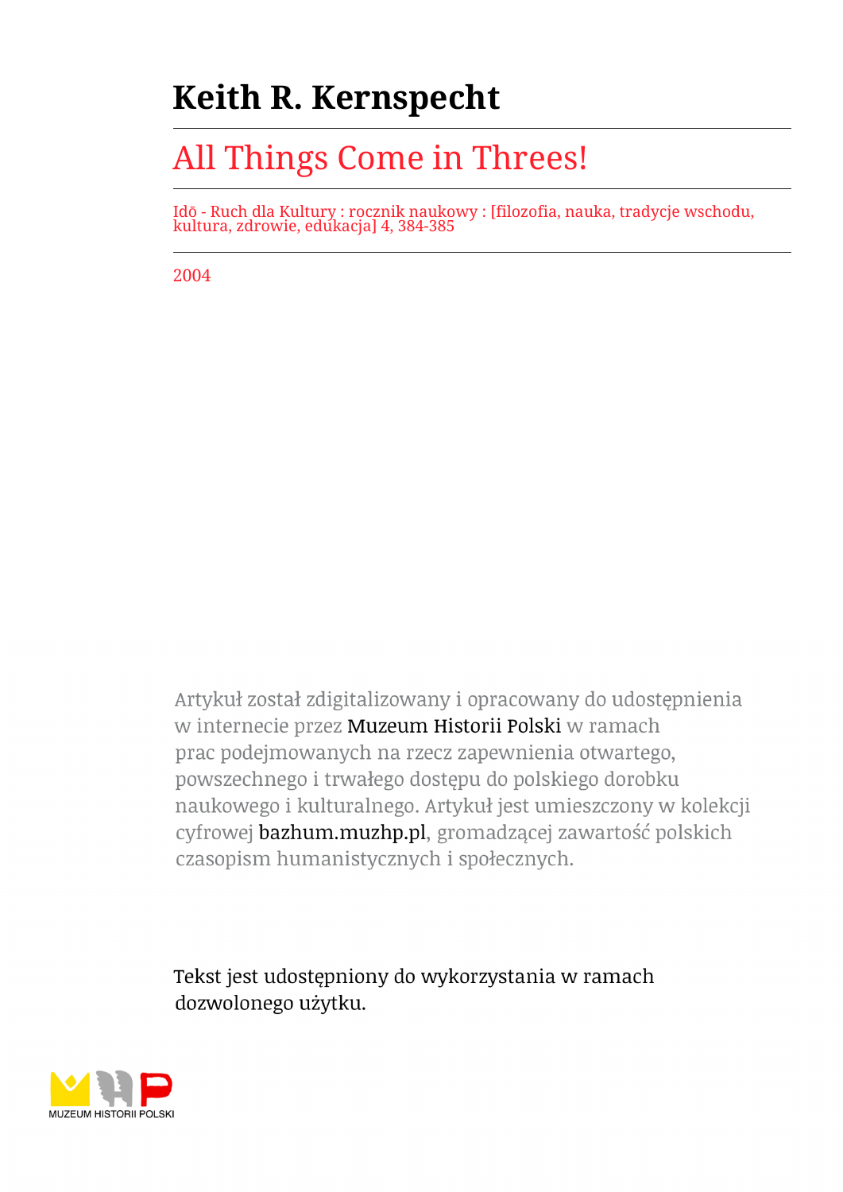# Keith R. Kernspecht

## All Things Come in Threes!

Idō - Ruch dla Kultury : rocznik naukowy : [filozofia, nauka, tradycje wschodu, kultura, zdrowie, edukacja] 4, 384-385

2004

Artykuł został zdigitalizowany i opracowany do udostępnienia w internecie przez Muzeum Historii Polski w ramach prac podejmowanych na rzecz zapewnienia otwartego, powszechnego i trwałego dostępu do polskiego dorobku naukowego i kulturalnego. Artykuł jest umieszczony w kolekcji cyfrowej bazhum.muzhp.pl, gromadzącej zawartość polskich czasopism humanistycznych i społecznych.

Tekst jest udostępniony do wykorzystania w ramach dozwolonego użytku.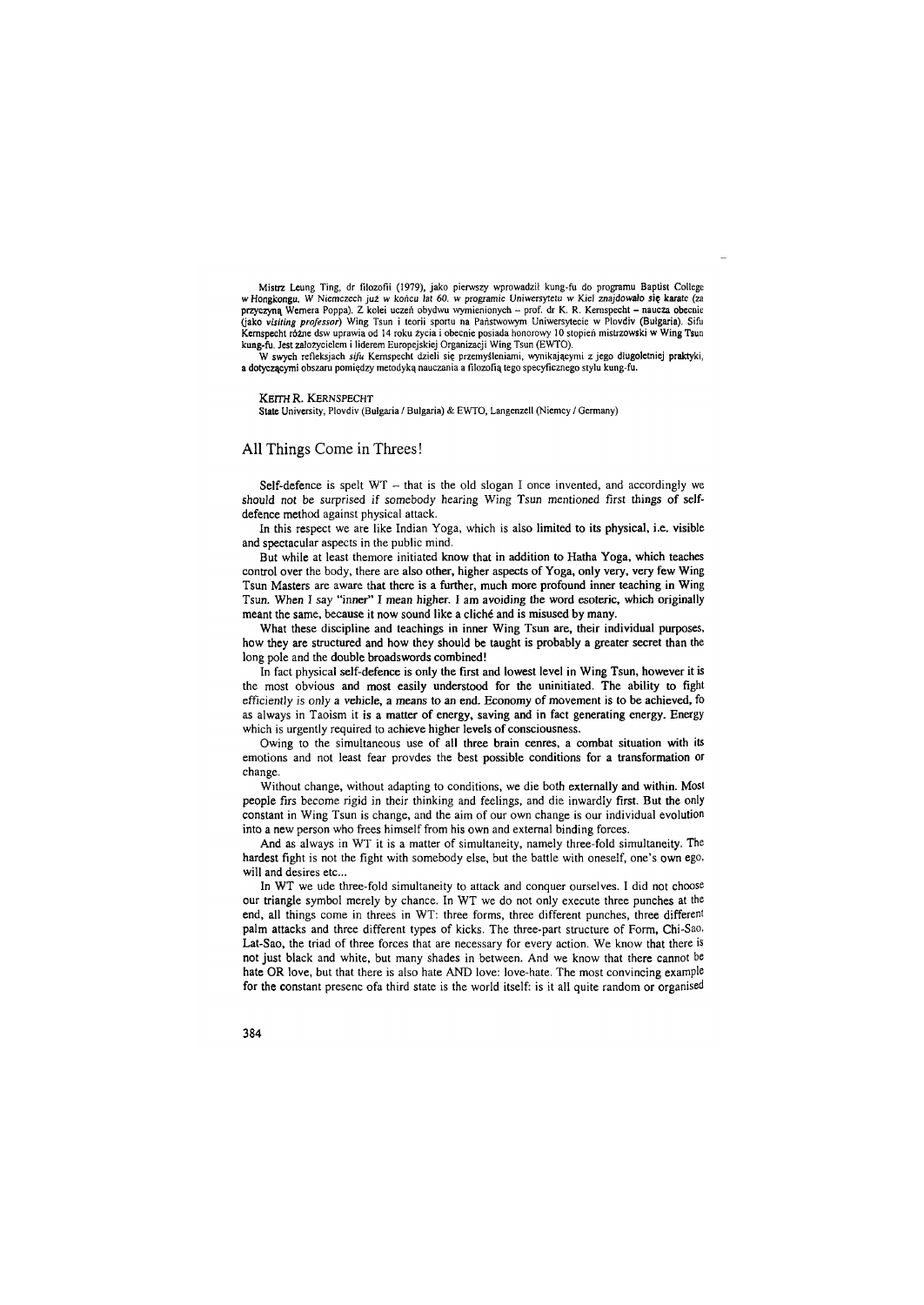Mistrz Leung Ting, dr filozofii (1979), jako pierwszy wprowadził kung-fu do programu Baptist College w Hongkongu. W Niemczech już w końcu lat 60. w programie Uniwersytetu w Kiel znajdowało się karate (za przyczyną Wernera Poppa). Z kolei uczeń obydwu wymienionych – prof. dr K. R. Kernspecht – naucza obecnie (jako *visiting professor*) Wing Tsun i teorii sportu na Państwowym Uniwersytecie w Plovdiv (Bułgaria). Sifu Kernspecht różne dsw uprawia od 14 roku życia i obecnie posiada honorowy 10 stopień mistrzowski w Wing Tsun kung-fu. Jest założycielem i liderem Europejskiej Organizacji Wing Tsun (EWTO).

W swych refleksjach *sifu* Kernspecht dzieli się przemyśleniami, wynikającymi z jego długoletniej praktyki, a dotyczącymi obszaru pomiędzy metodyką nauczania a filozofią tego specyficznego stylu kung-fu.

KEITH R. KERNSPECHT
State University, Plovdiv (Bułgaria / Bulgaria) & EWTO, Langenzell (Niemcy / Germany)

# All Things Come in Threes!

Self-defence is spelt WT – that is the old slogan I once invented, and accordingly we should not be surprised if somebody hearing Wing Tsun mentioned first things of self-defence method against physical attack.

In this respect we are like Indian Yoga, which is also limited to its physical, i.e. visible and spectacular aspects in the public mind.

But while at least themore initiated know that in addition to Hatha Yoga, which teaches control over the body, there are also other, higher aspects of Yoga, only very, very few Wing Tsun Masters are aware that there is a further, much more profound inner teaching in Wing Tsun. When I say "inner" I mean higher. I am avoiding the word esoteric, which originally meant the same, because it now sound like a cliché and is misused by many.

What these discipline and teachings in inner Wing Tsun are, their individual purposes, how they are structured and how they should be taught is probably a greater secret than the long pole and the double broadswords combined!

In fact physical self-defence is only the first and lowest level in Wing Tsun, however it is the most obvious and most easily understood for the uninitiated. The ability to fight efficiently is only a vehicle, a means to an end. Economy of movement is to be achieved, fo as always in Taoism it is a matter of energy, saving and in fact generating energy. Energy which is urgently required to achieve higher levels of consciousness.

Owing to the simultaneous use of all three brain cenres, a combat situation with its emotions and not least fear provdes the best possible conditions for a transformation or change.

Without change, without adapting to conditions, we die both externally and within. Most people firs become rigid in their thinking and feelings, and die inwardly first. But the only constant in Wing Tsun is change, and the aim of our own change is our individual evolution into a new person who frees himself from his own and external binding forces.

And as always in WT it is a matter of simultaneity, namely three-fold simultaneity. The hardest fight is not the fight with somebody else, but the battle with oneself, one's own ego, will and desires etc...

In WT we ude three-fold simultaneity to attack and conquer ourselves. I did not choose our triangle symbol merely by chance. In WT we do not only execute three punches at the end, all things come in threes in WT: three forms, three different punches, three different palm attacks and three different types of kicks. The three-part structure of Form, Chi-Sao, Lat-Sao, the triad of three forces that are necessary for every action. We know that there is not just black and white, but many shades in between. And we know that there cannot be hate OR love, but that there is also hate AND love: love-hate. The most convincing example for the constant presenc ofa third state is the world itself: is it all quite random or organised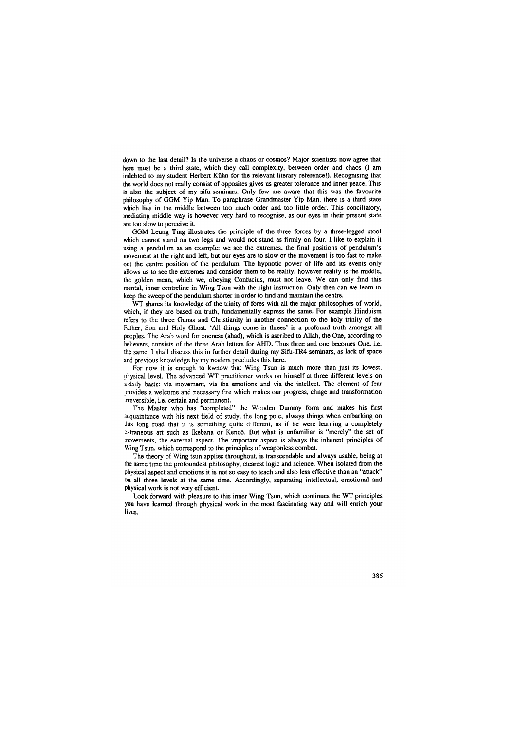down to the last detail? Is the universe a chaos or cosmos? Major scientists now agree that here must be a third state, which they call complexity, between order and chaos (I am indebted to my student Herbert Kühn for the relevant literary reference!). Recognising that the world does not really consist of opposites gives us greater tolerance and inner peace. This is also the subject of my sifu-seminars. Only few are aware that this was the favourite philosophy of GGM Yip Man. To paraphrase Grandmaster Yip Man, there is a third state which lies in the middle between too much order and too little order. This conciliatory, mediating middle way is however very hard to recognise, as our eyes in their present state are too slow to perceive it.

GGM Leung Ting illustrates the principle of the three forces by a three-legged stool which cannot stand on two legs and would not stand as firmly on four. I like to explain it using a pendulum as an example: we see the extremes, the final positions of pendulum's movement at the right and left, but our eyes are to slow or the movement is too fast to make out the centre position of the pendulum. The hypnotic power of life and its events only allows us to see the extremes and consider them to be reality, however reality is the middle, the golden mean, which we, obeying Confucius, must not leave. We can only find this mental, inner centreline in Wing Tsun with the right instruction. Only then can we learn to keep the sweep of the pendulum shorter in order to find and maintain the centre.

WT shares its knowledge of the trinity of fores with all the major philosophies of world, which, if they are based on truth, fundamentally express the same. For example Hinduism refers to the three Gunas and Christianity in another connection to the holy trinity of the Father, Son and Holy Ghost. 'All things come in threes' is a profound truth amongst all peoples. The Arab word for oneness (ahad), which is ascribed to Allah, the One, according to believers, consists of the three Arab letters for AHD. Thus three and one becomes One, i.e. the same. I shall discuss this in further detail during my Sifu-TR4 seminars, as lack of space and previous knowledge by my readers precludes this here.

For now it is enough to kwnow that Wing Tsun is much more than just its lowest, physical level. The advanced WT practitioner works on himself at three different levels on a daily basis: via movement, via the emotions and via the intellect. The element of fear provides a welcome and necessary fire which makes our progress, chnge and transformation irreversible, i.e. certain and permanent.

The Master who has "completed" the Wooden Dummy form and makes his first acquaintance with his next field of study, the long pole, always things when embarking on this long road that it is something quite different, as if he were learning a completely extraneous art such as Ikebana or Kendō. But what is unfamiliar is "merely" the set of movements, the external aspect. The important aspect is always the inherent principles of Wing Tsun, which correspond to the principles of weaponless combat.

The theory of Wing tsun applies throughout, is transcendable and always usable, being at the same time the profoundest philosophy, clearest logic and science. When isolated from the physical aspect and emotions it is not so easy to teach and also less effective than an "attack" on all three levels at the same time. Accordingly, separating intellectual, emotional and physical work is not very efficient.

Look forward with pleasure to this inner Wing Tsun, which continues the WT principles you have learned through physical work in the most fascinating way and will enrich your lives.